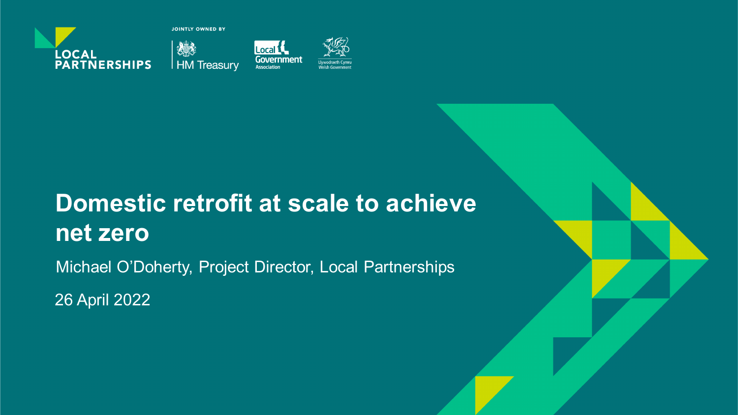LOCAL PARTNERSHIPS

JOINTLY OWNED BY

HM Treasury

Local Government Association

Llywodraeth Cymru Welsh Government

# Domestic retrofit at scale to achieve net zero

Michael O'Doherty, Project Director, Local Partnerships

26 April 2022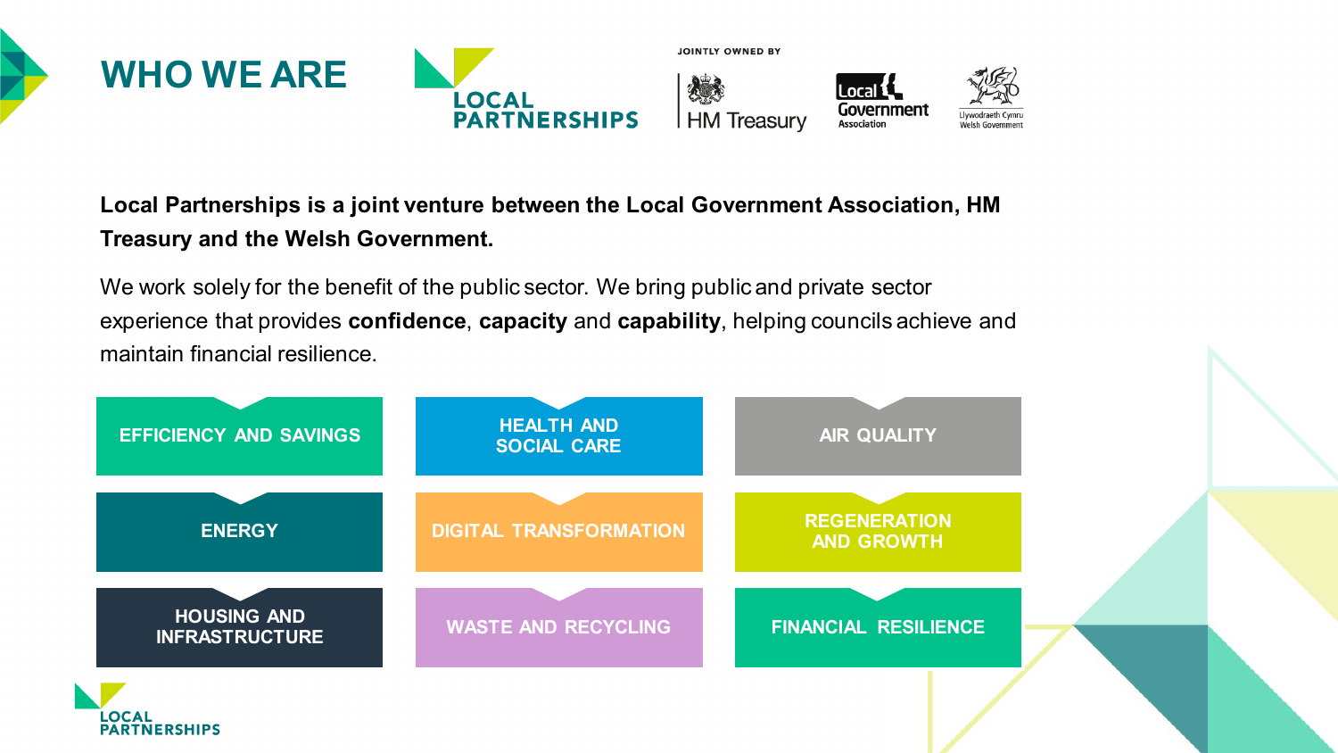# WHO WE ARE

LOCAL PARTNERSHIPS

JOINTLY OWNED BY

HM Treasury

Local Government Association

Llywodraeth Cymru Welsh Government

**Local Partnerships is a joint venture between the Local Government Association, HM Treasury and the Welsh Government.**

We work solely for the benefit of the public sector. We bring public and private sector experience that provides **confidence**, **capacity** and **capability**, helping councils achieve and maintain financial resilience.

- EFFICIENCY AND SAVINGS
- HEALTH AND SOCIAL CARE
- AIR QUALITY
- ENERGY
- DIGITAL TRANSFORMATION
- REGENERATION AND GROWTH
- HOUSING AND INFRASTRUCTURE
- WASTE AND RECYCLING
- FINANCIAL RESILIENCE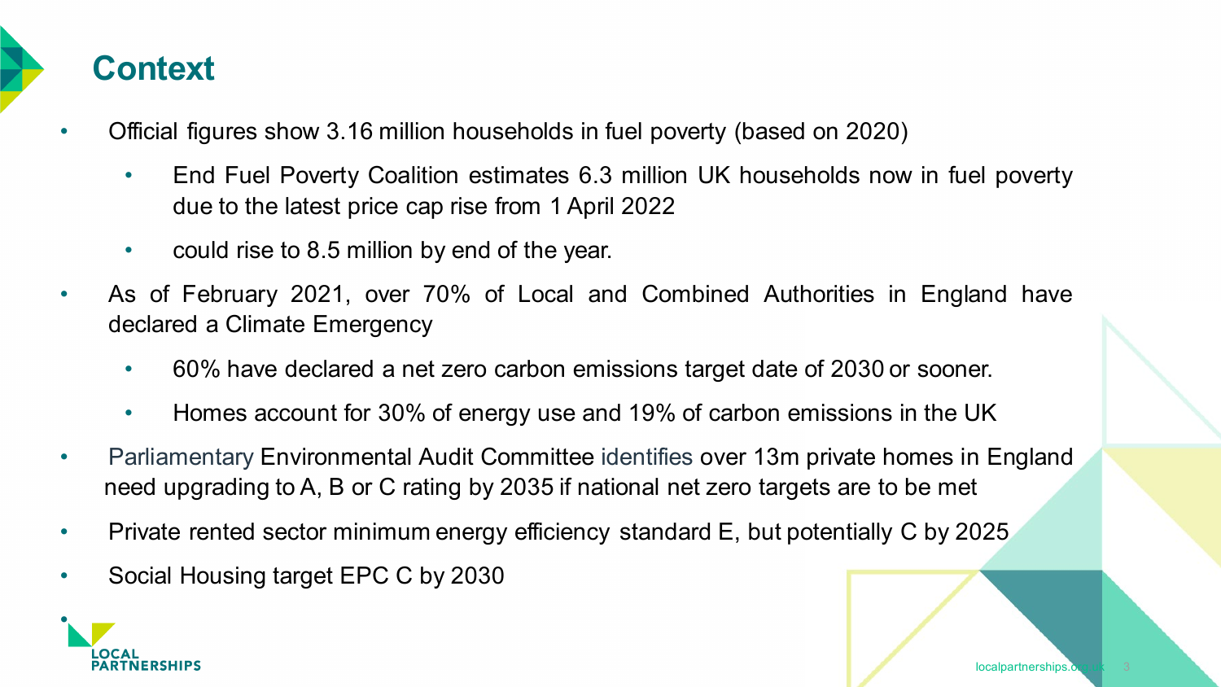# Context

- Official figures show 3.16 million households in fuel poverty (based on 2020)
  - End Fuel Poverty Coalition estimates 6.3 million UK households now in fuel poverty due to the latest price cap rise from 1 April 2022
  - could rise to 8.5 million by end of the year.
- As of February 2021, over 70% of Local and Combined Authorities in England have declared a Climate Emergency
  - 60% have declared a net zero carbon emissions target date of 2030 or sooner.
  - Homes account for 30% of energy use and 19% of carbon emissions in the UK
- Parliamentary Environmental Audit Committee identifies over 13m private homes in England need upgrading to A, B or C rating by 2035 if national net zero targets are to be met
- Private rented sector minimum energy efficiency standard E, but potentially C by 2025
- Social Housing target EPC C by 2030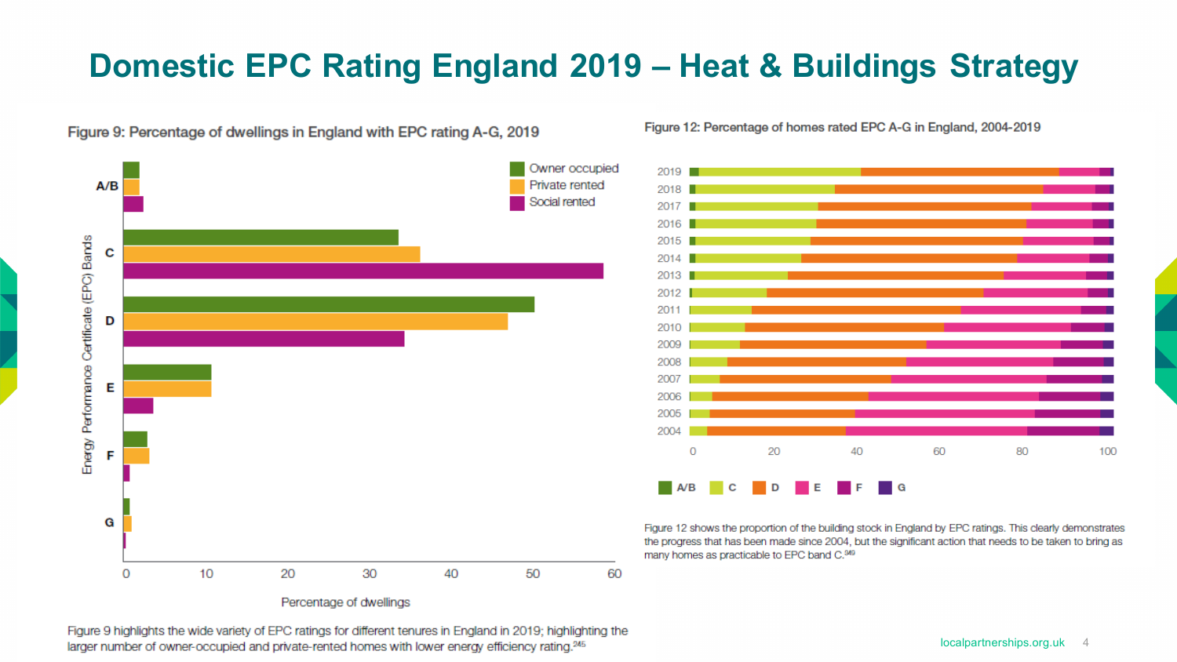# Domestic EPC Rating England 2019 – Heat & Buildings Strategy

**Figure 9: Percentage of dwellings in England with EPC rating A-G, 2019**

Figure 9 highlights the wide variety of EPC ratings for different tenures in England in 2019; highlighting the larger number of owner-occupied and private-rented homes with lower energy efficiency rating.[245]

**Figure 12: Percentage of homes rated EPC A-G in England, 2004-2019**

Figure 12 shows the proportion of the building stock in England by EPC ratings. This clearly demonstrates the progress that has been made since 2004, but the significant action that needs to be taken to bring as many homes as practicable to EPC band C.[249]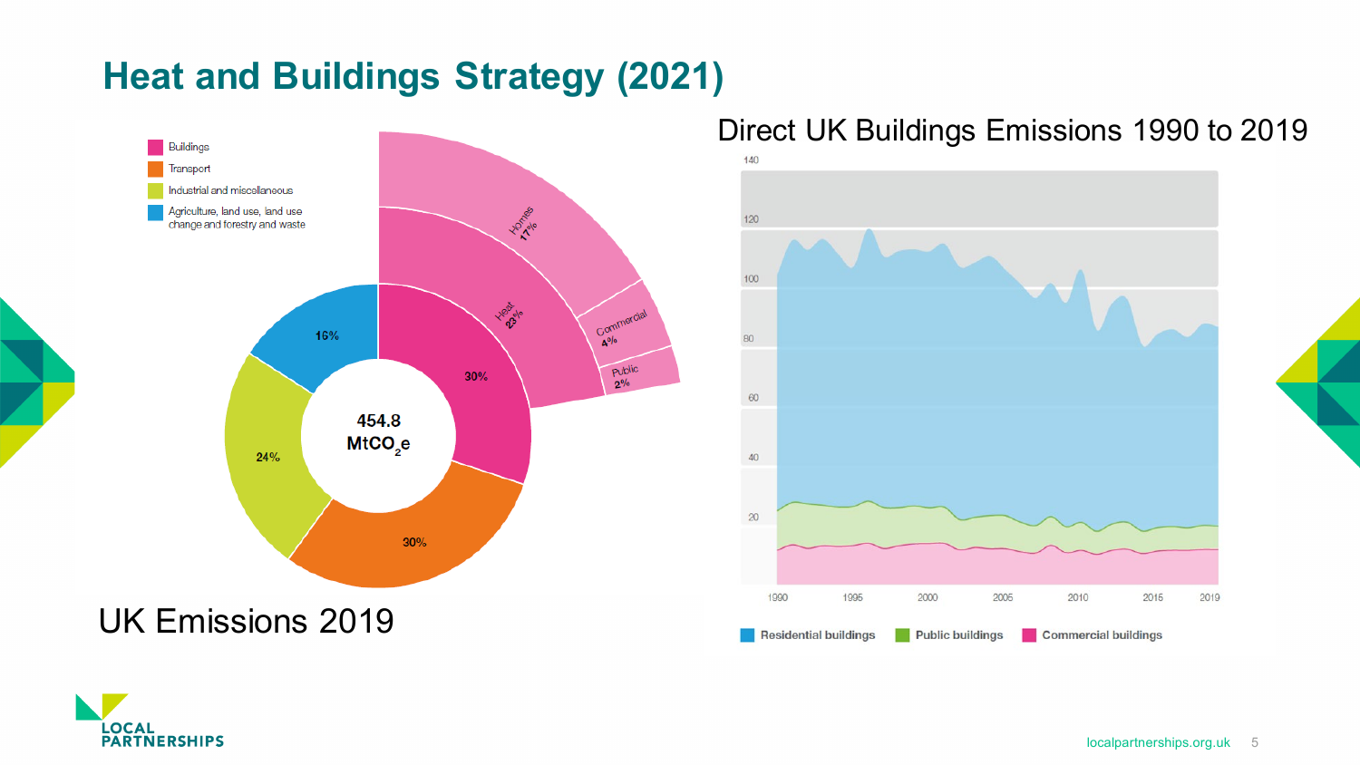# Heat and Buildings Strategy (2021)

- Buildings
- Transport
- Industrial and miscellaneous
- Agriculture, land use, land use change and forestry and waste

454.8 $MtCO_2e$

| Sector | Share |
|---|---|
| Buildings | 30% |
| Transport | 30% |
| Industrial and miscellaneous | 24% |
| Agriculture, land use, land use change and forestry and waste | 16% |

| Buildings breakdown | Share |
|---|---|
| Heat | 23% |
| Homes | 17% |
| Commercial | 4% |
| Public | 2% |

UK Emissions 2019

## Direct UK Buildings Emissions 1990 to 2019

Residential buildings | Public buildings | Commercial buildings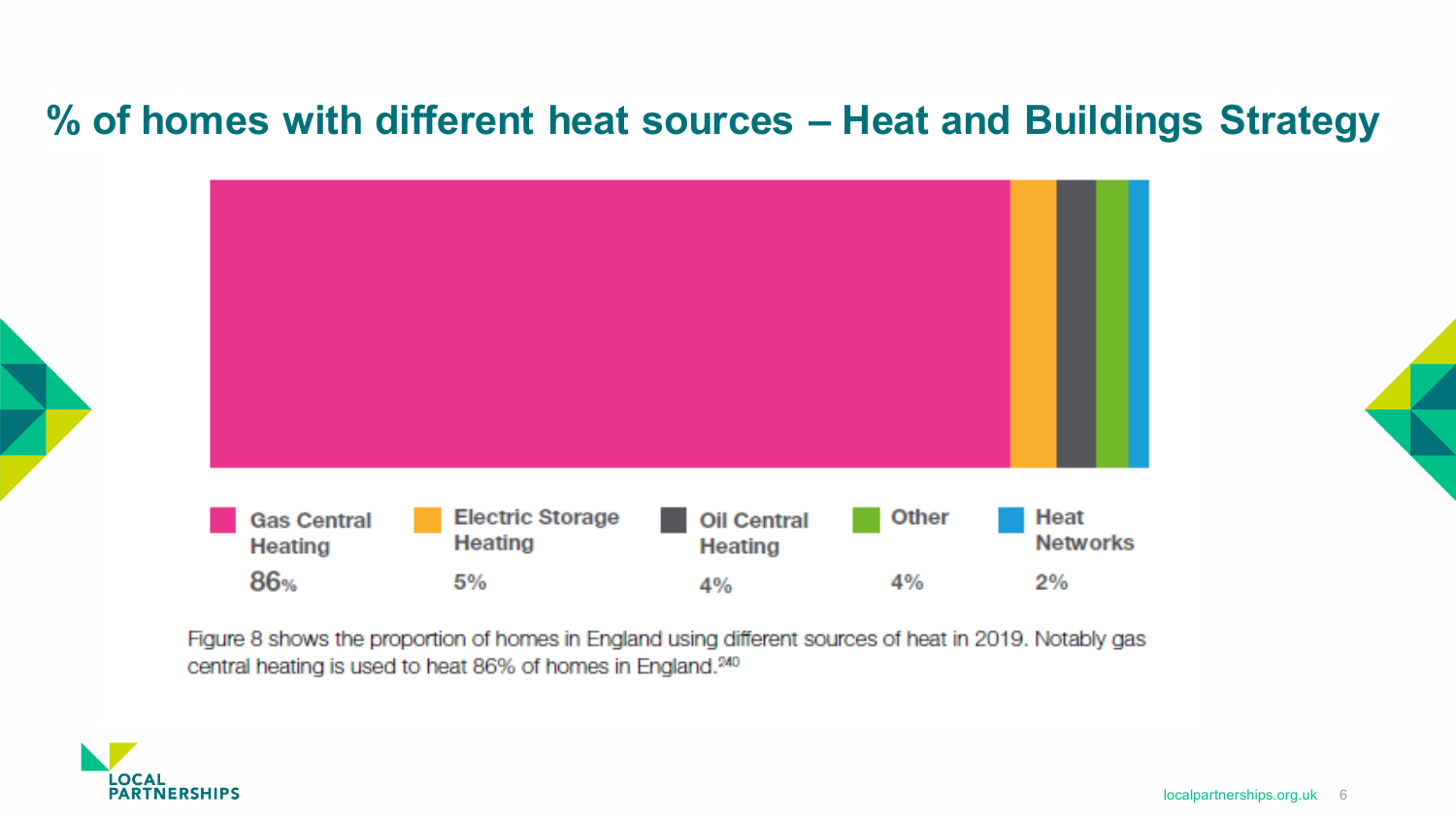# % of homes with different heat sources – Heat and Buildings Strategy

| Gas Central Heating | Electric Storage Heating | Oil Central Heating | Other | Heat Networks |
|---|---|---|---|---|
| 86% | 5% | 4% | 4% | 2% |

Figure 8 shows the proportion of homes in England using different sources of heat in 2019. Notably gas central heating is used to heat 86% of homes in England.[240]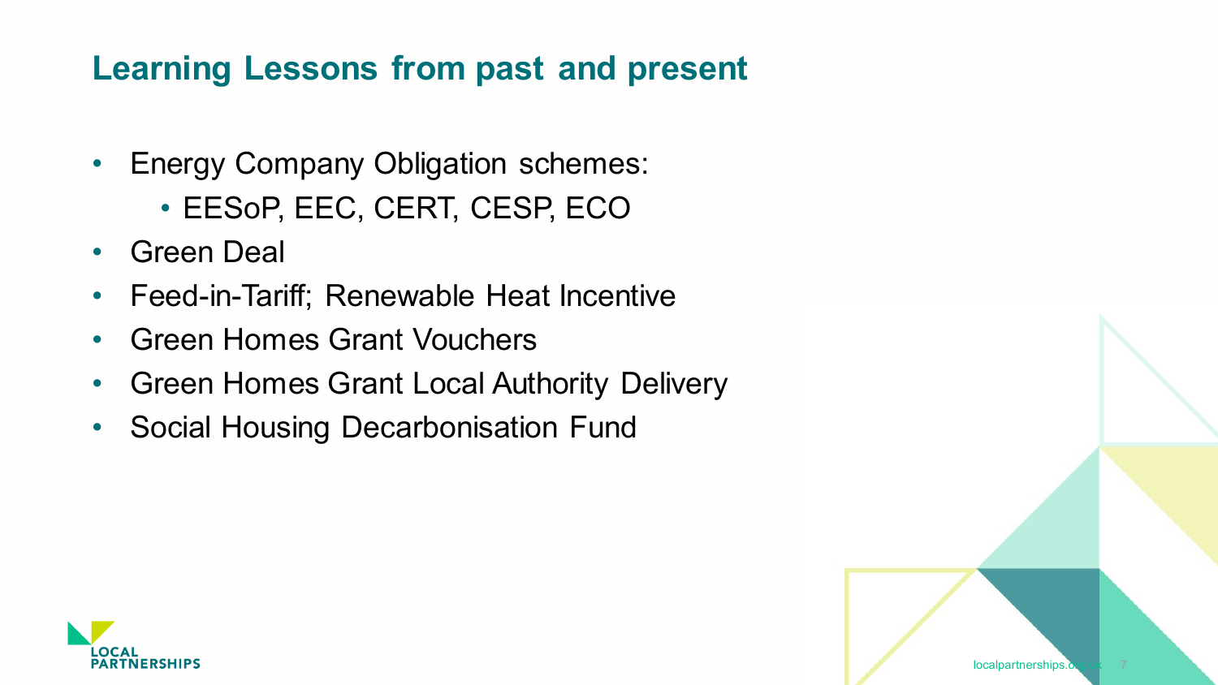## Learning Lessons from past and present

- Energy Company Obligation schemes:
  - EESoP, EEC, CERT, CESP, ECO
- Green Deal
- Feed-in-Tariff; Renewable Heat Incentive
- Green Homes Grant Vouchers
- Green Homes Grant Local Authority Delivery
- Social Housing Decarbonisation Fund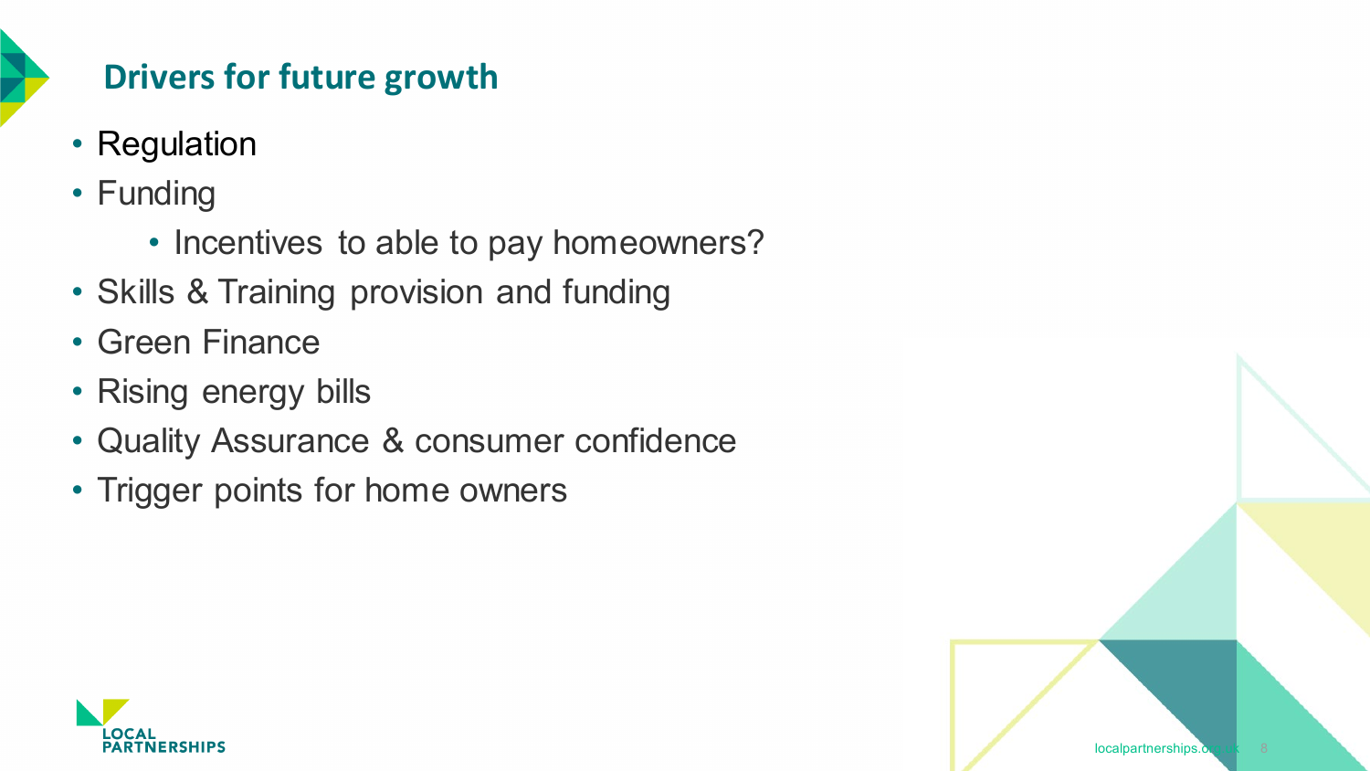## Drivers for future growth

- Regulation
- Funding
  - Incentives to able to pay homeowners?
- Skills & Training provision and funding
- Green Finance
- Rising energy bills
- Quality Assurance & consumer confidence
- Trigger points for home owners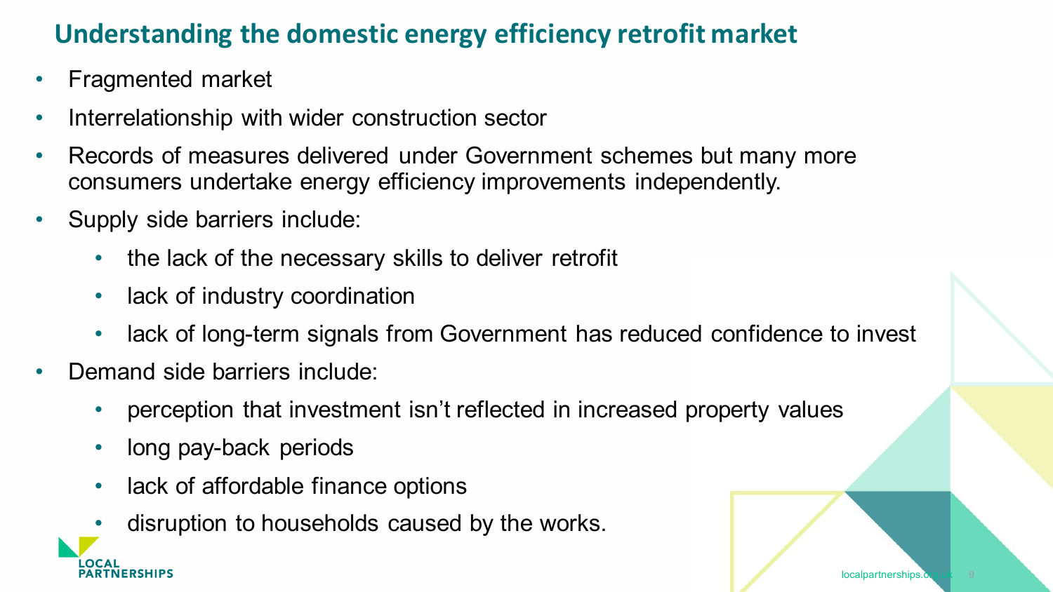## Understanding the domestic energy efficiency retrofit market

- Fragmented market
- Interrelationship with wider construction sector
- Records of measures delivered under Government schemes but many more consumers undertake energy efficiency improvements independently.
- Supply side barriers include:
  - the lack of the necessary skills to deliver retrofit
  - lack of industry coordination
  - lack of long-term signals from Government has reduced confidence to invest
- Demand side barriers include:
  - perception that investment isn't reflected in increased property values
  - long pay-back periods
  - lack of affordable finance options
  - disruption to households caused by the works.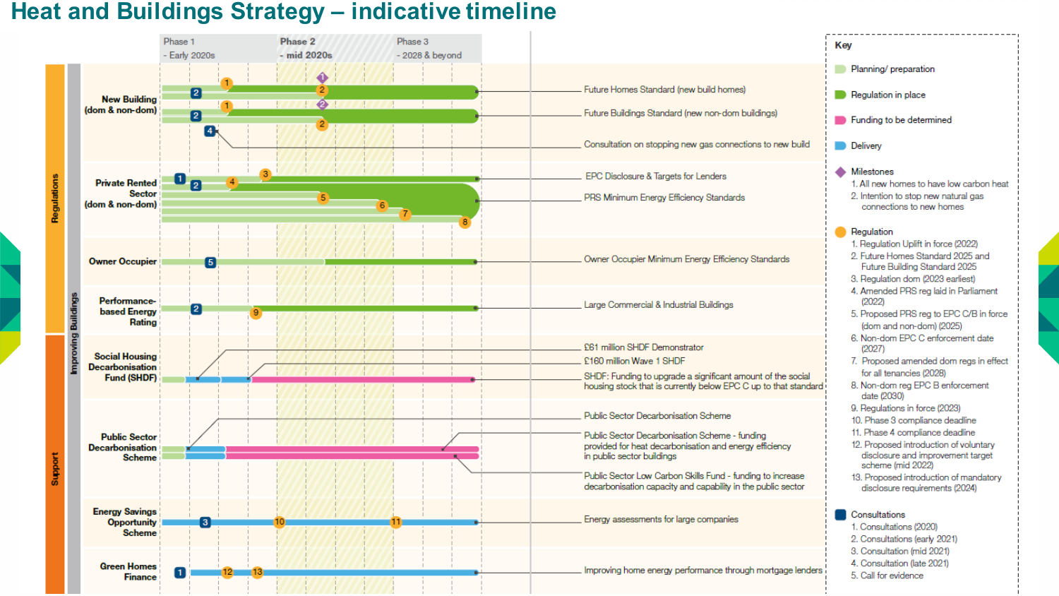# Heat and Buildings Strategy – indicative timeline

Phase 1 - Early 2020s | Phase 2 - mid 2020s | Phase 3 - 2028 & beyond

**Regulations** / **Support** — **Improving Buildings**

**New Building (dom & non-dom)**
- Future Homes Standard (new build homes)
- Future Buildings Standard (new non-dom buildings)
- Consultation on stopping new gas connections to new build

**Private Rented Sector (dom & non-dom)**
- EPC Disclosure & Targets for Lenders
- PRS Minimum Energy Efficiency Standards

**Owner Occupier**
- Owner Occupier Minimum Energy Efficiency Standards

**Performance-based Energy Rating**
- Large Commercial & Industrial Buildings

**Social Housing Decarbonisation Fund (SHDF)**
- £61 million SHDF Demonstrator
- £160 million Wave 1 SHDF
- SHDF: Funding to upgrade a significant amount of the social housing stock that is currently below EPC C up to that standard

**Public Sector Decarbonisation Scheme**
- Public Sector Decarbonisation Scheme
- Public Sector Decarbonisation Scheme - funding provided for heat decarbonisation and energy efficiency in public sector buildings
- Public Sector Low Carbon Skills Fund - funding to increase decarbonisation capacity and capability in the public sector

**Energy Savings Opportunity Scheme**
- Energy assessments for large companies

**Green Homes Finance**
- Improving home energy performance through mortgage lenders

## Key

- Planning/ preparation
- Regulation in place
- Funding to be determined
- Delivery

**Milestones**
1. All new homes to have low carbon heat
2. Intention to stop new natural gas connections to new homes

**Regulation**
1. Regulation Uplift in force (2022)
2. Future Homes Standard 2025 and Future Building Standard 2025
3. Regulation dom (2023 earliest)
4. Amended PRS reg laid in Parliament (2022)
5. Proposed PRS reg to EPC C/B in force (dom and non-dom) (2025)
6. Non-dom EPC C enforcement date (2027)
7. Proposed amended dom regs in effect for all tenancies (2028)
8. Non-dom reg EPC B enforcement date (2030)
9. Regulations in force (2023)
10. Phase 3 compliance deadline
11. Phase 4 compliance deadline
12. Proposed introduction of voluntary disclosure and improvement target scheme (mid 2022)
13. Proposed introduction of mandatory disclosure requirements (2024)

**Consultations**
1. Consultations (2020)
2. Consultations (early 2021)
3. Consultation (mid 2021)
4. Consultation (late 2021)
5. Call for evidence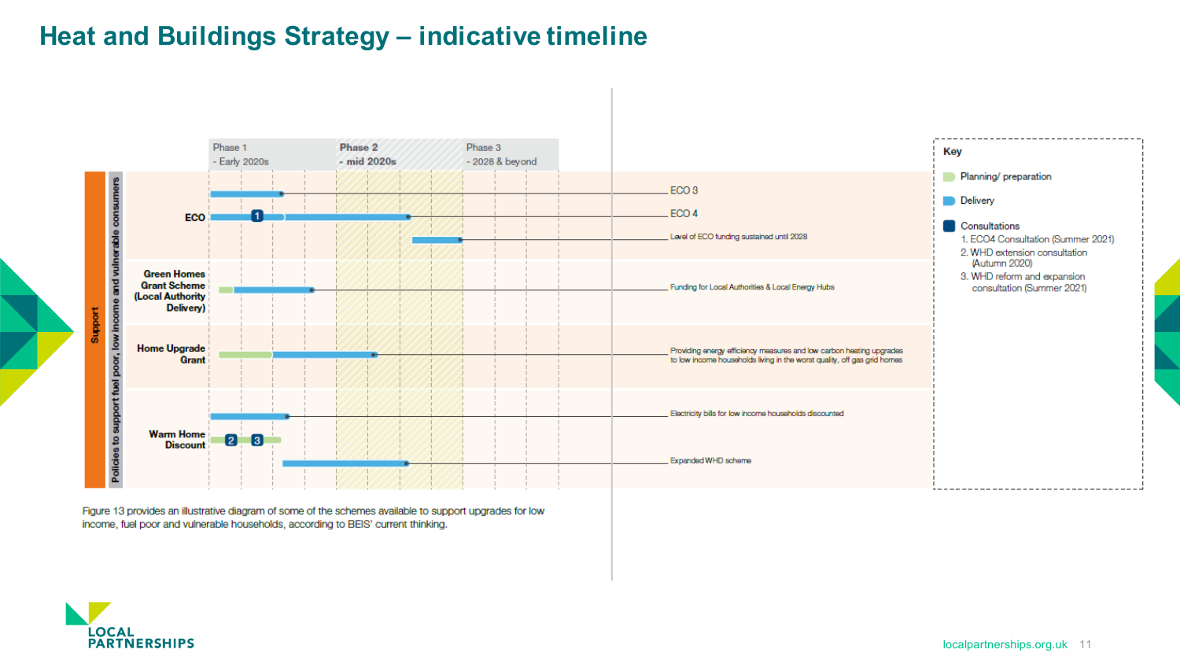# Heat and Buildings Strategy – indicative timeline

Phase 1 - Early 2020s | Phase 2 - mid 2020s | Phase 3 - 2028 & beyond

**Support** — Policies to support fuel poor, low income and vulnerable consumers

**ECO**
- ECO 3
- ECO 4
- Level of ECO funding sustained until 2028

**Green Homes Grant Scheme (Local Authority Delivery)**
- Funding for Local Authorities & Local Energy Hubs

**Home Upgrade Grant**
- Providing energy efficiency measures and low carbon heating upgrades to low income households living in the worst quality, off gas grid homes

**Warm Home Discount**
- Electricity bills for low income households discounted
- Expanded WHD scheme

**Key**
- Planning/ preparation
- Delivery
- Consultations
  1. ECO4 Consultation (Summer 2021)
  2. WHD extension consultation (Autumn 2020)
  3. WHD reform and expansion consultation (Summer 2021)

Figure 13 provides an illustrative diagram of some of the schemes available to support upgrades for low income, fuel poor and vulnerable households, according to BEIS' current thinking.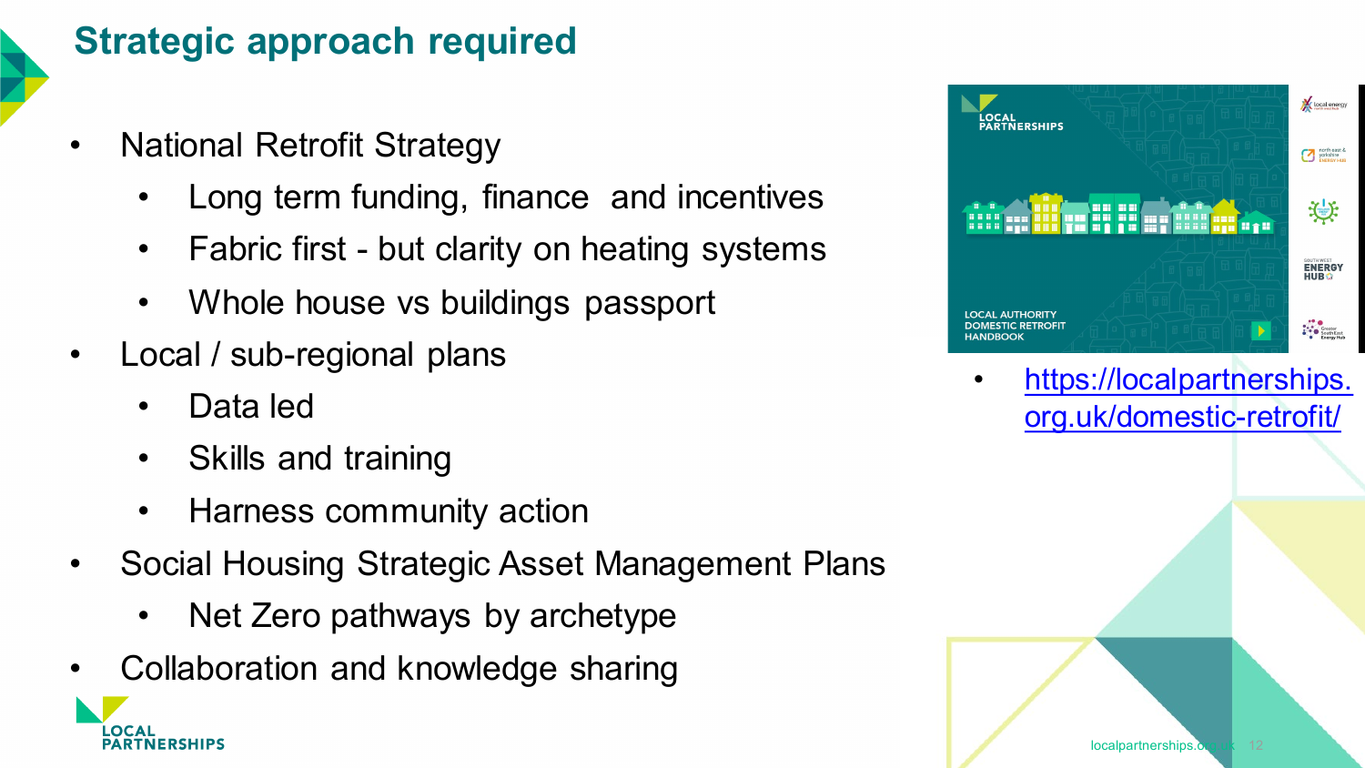# Strategic approach required

- National Retrofit Strategy
  - Long term funding, finance and incentives
  - Fabric first - but clarity on heating systems
  - Whole house vs buildings passport
- Local / sub-regional plans
  - Data led
  - Skills and training
  - Harness community action
- Social Housing Strategic Asset Management Plans
  - Net Zero pathways by archetype
- Collaboration and knowledge sharing

LOCAL PARTNERSHIPS

LOCAL AUTHORITY DOMESTIC RETROFIT HANDBOOK

- https://localpartnerships.org.uk/domestic-retrofit/